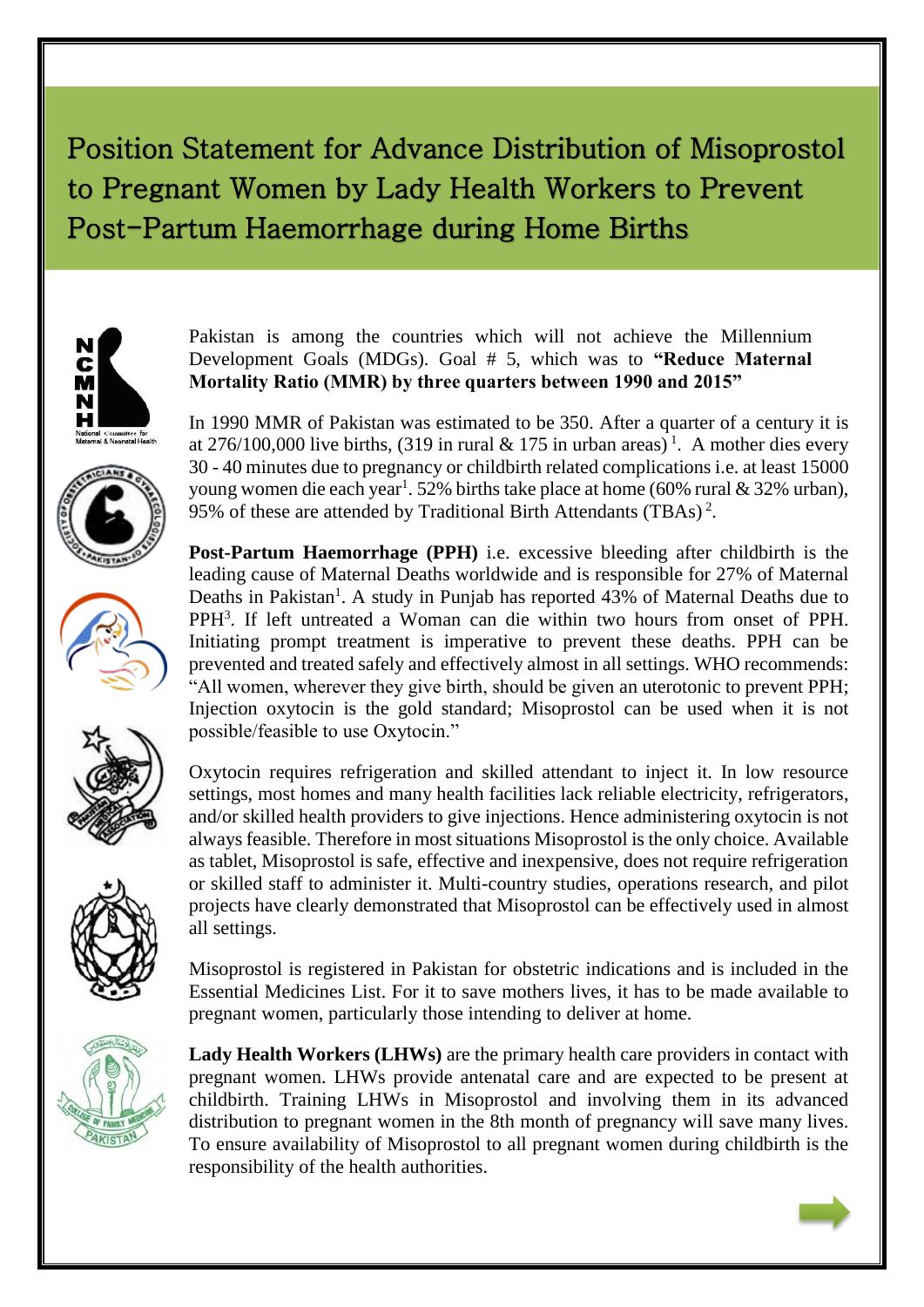# Position Statement for Advance Distribution of Misoprostol to Pregnant Women by Lady Health Workers to Prevent Post-Partum Haemorrhage during Home Births

Pakistan is among the countries which will not achieve the Millennium Development Goals (MDGs). Goal # 5, which was to **"Reduce Maternal Mortality Ratio (MMR) by three quarters between 1990 and 2015"**

In 1990 MMR of Pakistan was estimated to be 350. After a quarter of a century it is at 276/100,000 live births, (319 in rural & 175 in urban areas) [1]. A mother dies every 30 - 40 minutes due to pregnancy or childbirth related complications i.e. at least 15000 young women die each year[1]. 52% births take place at home (60% rural & 32% urban), 95% of these are attended by Traditional Birth Attendants (TBAs) [2].

**Post-Partum Haemorrhage (PPH)** i.e. excessive bleeding after childbirth is the leading cause of Maternal Deaths worldwide and is responsible for 27% of Maternal Deaths in Pakistan[1]. A study in Punjab has reported 43% of Maternal Deaths due to PPH[3]. If left untreated a Woman can die within two hours from onset of PPH. Initiating prompt treatment is imperative to prevent these deaths. PPH can be prevented and treated safely and effectively almost in all settings. WHO recommends: "All women, wherever they give birth, should be given an uterotonic to prevent PPH; Injection oxytocin is the gold standard; Misoprostol can be used when it is not possible/feasible to use Oxytocin."

Oxytocin requires refrigeration and skilled attendant to inject it. In low resource settings, most homes and many health facilities lack reliable electricity, refrigerators, and/or skilled health providers to give injections. Hence administering oxytocin is not always feasible. Therefore in most situations Misoprostol is the only choice. Available as tablet, Misoprostol is safe, effective and inexpensive, does not require refrigeration or skilled staff to administer it. Multi-country studies, operations research, and pilot projects have clearly demonstrated that Misoprostol can be effectively used in almost all settings.

Misoprostol is registered in Pakistan for obstetric indications and is included in the Essential Medicines List. For it to save mothers lives, it has to be made available to pregnant women, particularly those intending to deliver at home.

**Lady Health Workers (LHWs)** are the primary health care providers in contact with pregnant women. LHWs provide antenatal care and are expected to be present at childbirth. Training LHWs in Misoprostol and involving them in its advanced distribution to pregnant women in the 8th month of pregnancy will save many lives. To ensure availability of Misoprostol to all pregnant women during childbirth is the responsibility of the health authorities.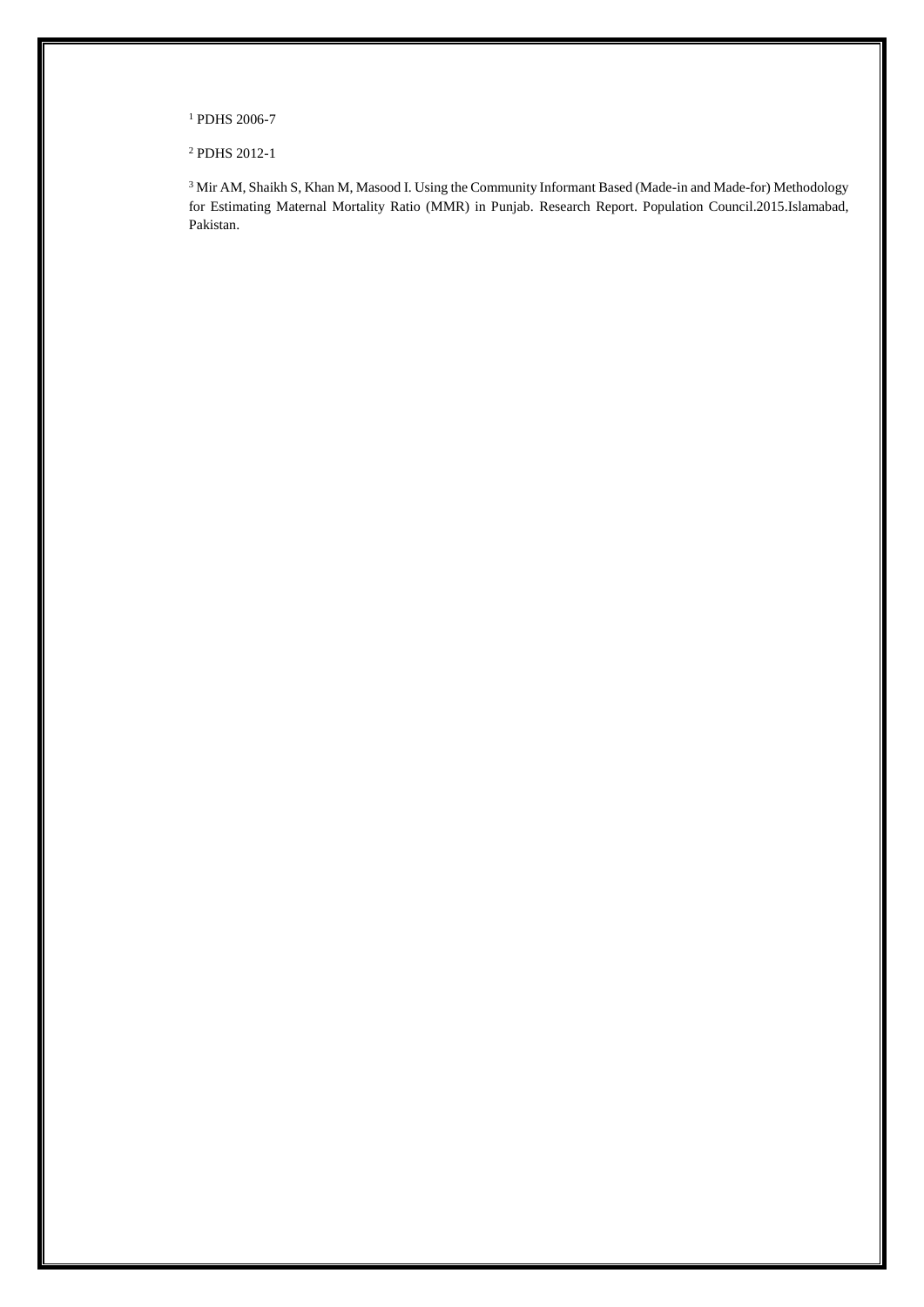[1] PDHS 2006-7

[2] PDHS 2012-1

[3] Mir AM, Shaikh S, Khan M, Masood I. Using the Community Informant Based (Made-in and Made-for) Methodology for Estimating Maternal Mortality Ratio (MMR) in Punjab. Research Report. Population Council.2015.Islamabad, Pakistan.